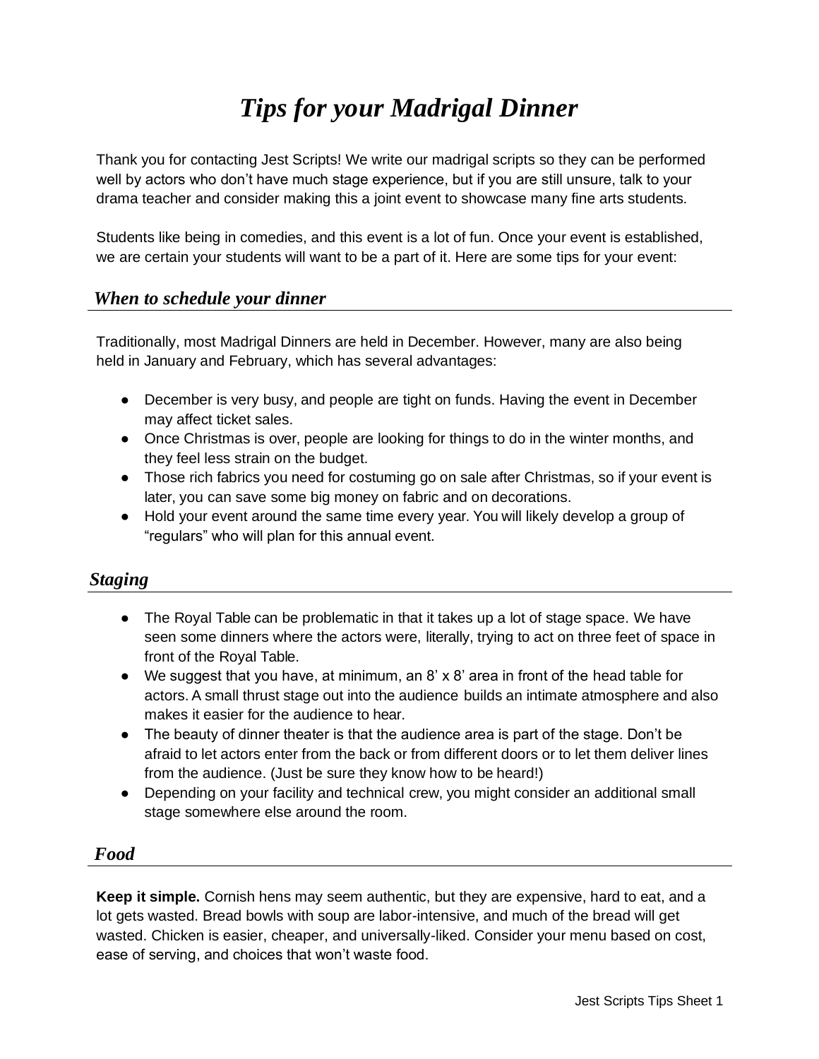# *Tips for your Madrigal Dinner*

Thank you for contacting Jest Scripts! We write our madrigal scripts so they can be performed well by actors who don't have much stage experience, but if you are still unsure, talk to your drama teacher and consider making this a joint event to showcase many fine arts students.

Students like being in comedies, and this event is a lot of fun. Once your event is established, we are certain your students will want to be a part of it. Here are some tips for your event:

## *When to schedule your dinner*

Traditionally, most Madrigal Dinners are held in December. However, many are also being held in January and February, which has several advantages:

- December is very busy, and people are tight on funds. Having the event in December may affect ticket sales.
- Once Christmas is over, people are looking for things to do in the winter months, and they feel less strain on the budget.
- Those rich fabrics you need for costuming go on sale after Christmas, so if your event is later, you can save some big money on fabric and on decorations.
- Hold your event around the same time every year. You will likely develop a group of "regulars" who will plan for this annual event.

## *Staging*

- The Royal Table can be problematic in that it takes up a lot of stage space. We have seen some dinners where the actors were, literally, trying to act on three feet of space in front of the Royal Table.
- We suggest that you have, at minimum, an 8' x 8' area in front of the head table for actors. A small thrust stage out into the audience builds an intimate atmosphere and also makes it easier for the audience to hear.
- The beauty of dinner theater is that the audience area is part of the stage. Don't be afraid to let actors enter from the back or from different doors or to let them deliver lines from the audience. (Just be sure they know how to be heard!)
- Depending on your facility and technical crew, you might consider an additional small stage somewhere else around the room.

## *Food*

**Keep it simple.** Cornish hens may seem authentic, but they are expensive, hard to eat, and a lot gets wasted. Bread bowls with soup are labor-intensive, and much of the bread will get wasted. Chicken is easier, cheaper, and universally-liked. Consider your menu based on cost, ease of serving, and choices that won't waste food.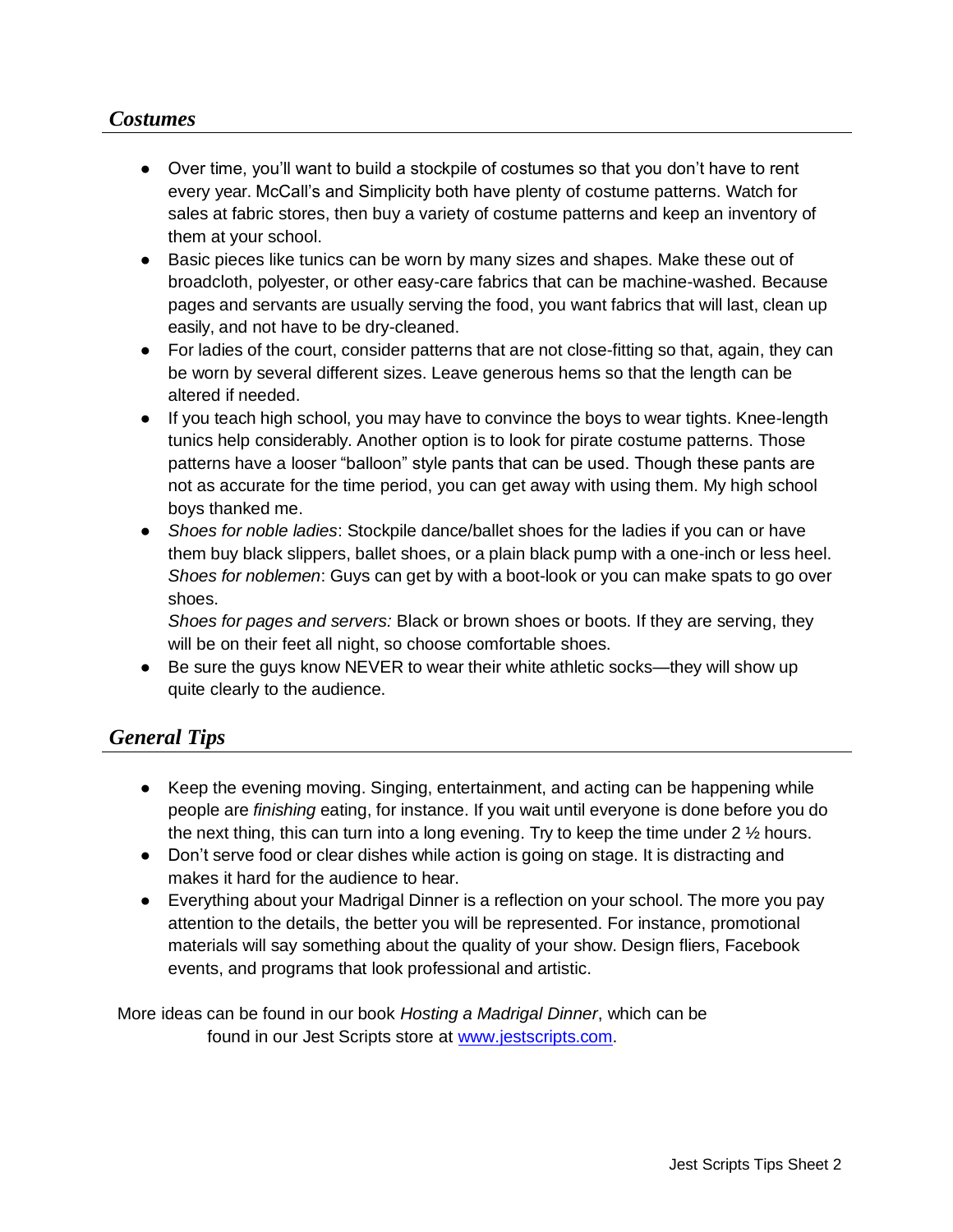## *Costumes*

- Over time, you'll want to build a stockpile of costumes so that you don't have to rent every year. McCall's and Simplicity both have plenty of costume patterns. Watch for sales at fabric stores, then buy a variety of costume patterns and keep an inventory of them at your school.
- Basic pieces like tunics can be worn by many sizes and shapes. Make these out of broadcloth, polyester, or other easy-care fabrics that can be machine-washed. Because pages and servants are usually serving the food, you want fabrics that will last, clean up easily, and not have to be dry-cleaned.
- For ladies of the court, consider patterns that are not close-fitting so that, again, they can be worn by several different sizes. Leave generous hems so that the length can be altered if needed.
- If you teach high school, you may have to convince the boys to wear tights. Knee-length tunics help considerably. Another option is to look for pirate costume patterns. Those patterns have a looser "balloon" style pants that can be used. Though these pants are not as accurate for the time period, you can get away with using them. My high school boys thanked me.
- *Shoes for noble ladies*: Stockpile dance/ballet shoes for the ladies if you can or have them buy black slippers, ballet shoes, or a plain black pump with a one-inch or less heel. *Shoes for noblemen*: Guys can get by with a boot-look or you can make spats to go over shoes.

  *Shoes for pages and servers:* Black or brown shoes or boots. If they are serving, they will be on their feet all night, so choose comfortable shoes.
- Be sure the guys know NEVER to wear their white athletic socks—they will show up quite clearly to the audience.

## *General Tips*

- Keep the evening moving. Singing, entertainment, and acting can be happening while people are *finishing* eating, for instance. If you wait until everyone is done before you do the next thing, this can turn into a long evening. Try to keep the time under 2 ½ hours.
- Don't serve food or clear dishes while action is going on stage. It is distracting and makes it hard for the audience to hear.
- Everything about your Madrigal Dinner is a reflection on your school. The more you pay attention to the details, the better you will be represented. For instance, promotional materials will say something about the quality of your show. Design fliers, Facebook events, and programs that look professional and artistic.

More ideas can be found in our book *Hosting a Madrigal Dinner*, which can be found in our Jest Scripts store at [www.jestscripts.com](http://www.jestscripts.com).